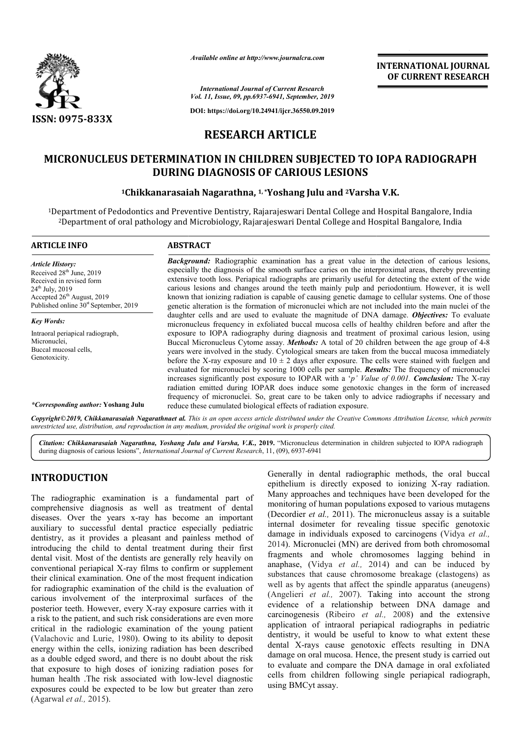*Available online at http://www.journalcra.com*

*International Journal of Current Research*
*Vol. 11, Issue, 09, pp.6937-6941, September, 2019*

**DOI: https://doi.org/10.24941/ijcr.36550.09.2019**

**ISSN: 0975-833X**

**INTERNATIONAL JOURNAL OF CURRENT RESEARCH**

# RESEARCH ARTICLE

# MICRONUCLEUS DETERMINATION IN CHILDREN SUBJECTED TO IOPA RADIOGRAPH DURING DIAGNOSIS OF CARIOUS LESIONS

**[1]Chikkanarasaiah Nagarathna, [1,*]Yoshang Julu and [2]Varsha V.K.**

[1]Department of Pedodontics and Preventive Dentistry, Rajarajeswari Dental College and Hospital Bangalore, India
[2]Department of oral pathology and Microbiology, Rajarajeswari Dental College and Hospital Bangalore, India

## ARTICLE INFO

*Article History:*
Received 28th June, 2019
Received in revised form
24th July, 2019
Accepted 26th August, 2019
Published online 30st September, 2019

*Key Words:*
Intraoral periapical radiograph,
Micronuclei,
Buccal mucosal cells,
Genotoxicity.

*\*Corresponding author:* **Yoshang Julu**

## ABSTRACT

***Background:*** Radiographic examination has a great value in the detection of carious lesions, especially the diagnosis of the smooth surface caries on the interproximal areas, thereby preventing extensive tooth loss. Periapical radiographs are primarily useful for detecting the extent of the wide carious lesions and changes around the teeth mainly pulp and periodontium. However, it is well known that ionizing radiation is capable of causing genetic damage to cellular systems. One of those genetic alteration is the formation of micronuclei which are not included into the main nuclei of the daughter cells and are used to evaluate the magnitude of DNA damage. ***Objectives:*** To evaluate micronucleus frequency in exfoliated buccal mucosa cells of healthy children before and after the exposure to IOPA radiography during diagnosis and treatment of proximal carious lesion, using Buccal Micronucleus Cytome assay. ***Methods:*** A total of 20 children between the age group of 4-8 years were involved in the study. Cytological smears are taken from the buccal mucosa immediately before the X-ray exposure and $10 \pm 2$ days after exposure. The cells were stained with fuelgen and evaluated for micronuclei by scoring 1000 cells per sample. ***Results:*** The frequency of micronuclei increases significantly post exposure to IOPAR with a '*p' Value of 0.001.* ***Conclusion:*** The X-ray radiation emitted during IOPAR does induce some genotoxic changes in the form of increased frequency of micronuclei. So, great care to be taken only to advice radiographs if necessary and reduce these cumulated biological effects of radiation exposure.

*Copyright©2019, Chikkanarasaiah Nagarathnaet al. This is an open access article distributed under the Creative Commons Attribution License, which permits unrestricted use, distribution, and reproduction in any medium, provided the original work is properly cited.*

***Citation:*** *Chikkanarasaiah Nagarathna, Yoshang Julu and Varsha, V.K.,* **2019.** "Micronucleus determination in children subjected to IOPA radiograph during diagnosis of carious lesions", *International Journal of Current Research*, 11, (09), 6937-6941

## INTRODUCTION

The radiographic examination is a fundamental part of comprehensive diagnosis as well as treatment of dental diseases. Over the years x-ray has become an important auxiliary to successful dental practice especially pediatric dentistry, as it provides a pleasant and painless method of introducing the child to dental treatment during their first dental visit. Most of the dentists are generally rely heavily on conventional periapical X-ray films to confirm or supplement their clinical examination. One of the most frequent indication for radiographic examination of the child is the evaluation of carious involvement of the interproximal surfaces of the posterior teeth. However, every X-ray exposure carries with it a risk to the patient, and such risk considerations are even more critical in the radiologic examination of the young patient (Valachovic and Lurie, 1980). Owing to its ability to deposit energy within the cells, ionizing radiation has been described as a double edged sword, and there is no doubt about the risk that exposure to high doses of ionizing radiation poses for human health .The risk associated with low-level diagnostic exposures could be expected to be low but greater than zero (Agarwal *et al.,* 2015).

Generally in dental radiographic methods, the oral buccal epithelium is directly exposed to ionizing X-ray radiation. Many approaches and techniques have been developed for the monitoring of human populations exposed to various mutagens (Decordier *et al.,* 2011). The micronucleus assay is a suitable internal dosimeter for revealing tissue specific genotoxic damage in individuals exposed to carcinogens (Vidya *et al.,* 2014). Micronuclei (MN) are derived from both chromosomal fragments and whole chromosomes lagging behind in anaphase, (Vidya *et al.,* 2014) and can be induced by substances that cause chromosome breakage (clastogens) as well as by agents that affect the spindle apparatus (aneugens) (Angelieri *et al.,* 2007). Taking into account the strong evidence of a relationship between DNA damage and carcinogenesis (Ribeiro *et al.,* 2008) and the extensive application of intraoral periapical radiographs in pediatric dentistry, it would be useful to know to what extent these dental X-rays cause genotoxic effects resulting in DNA damage on oral mucosa. Hence, the present study is carried out to evaluate and compare the DNA damage in oral exfoliated cells from children following single periapical radiograph, using BMCyt assay.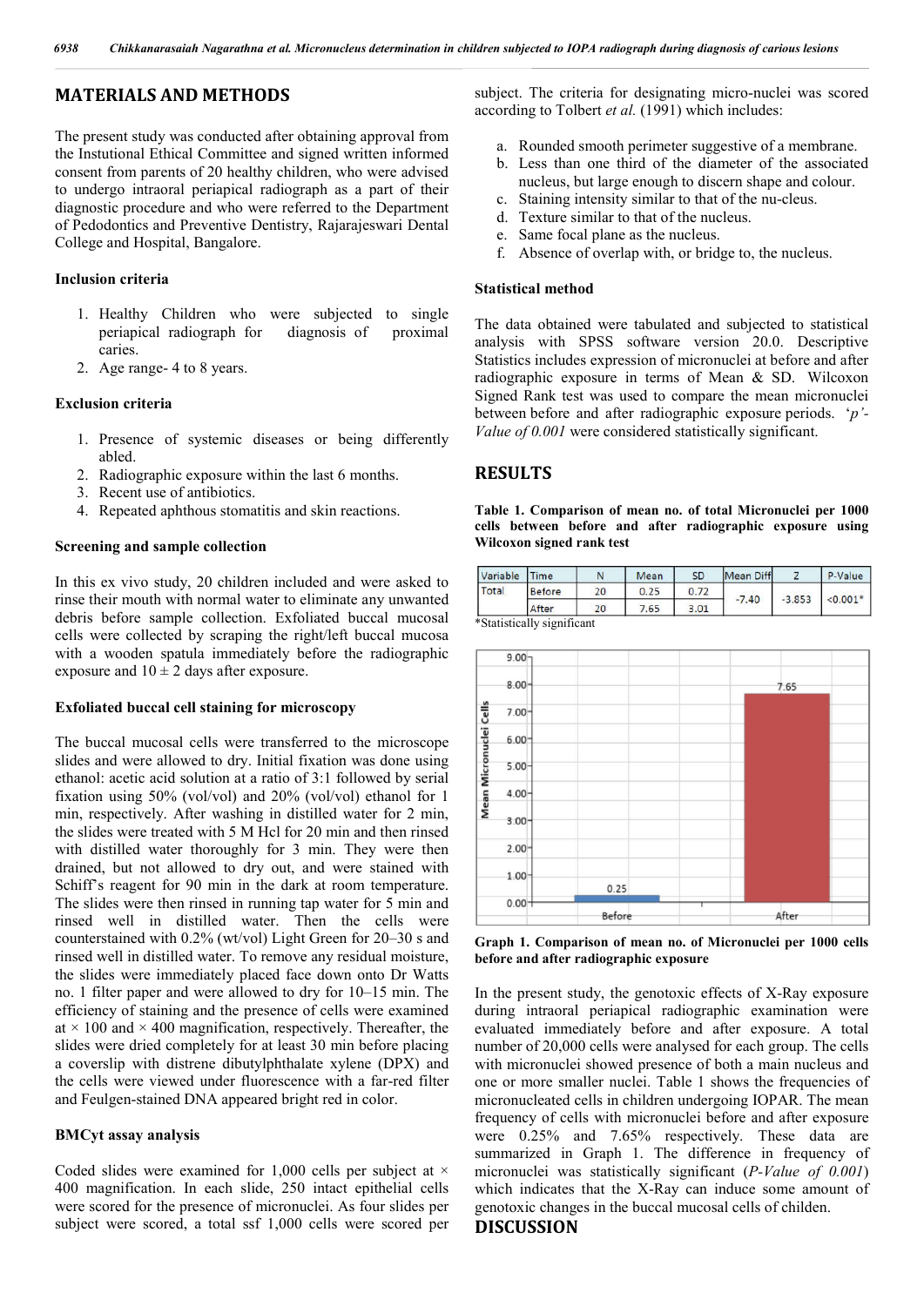## MATERIALS AND METHODS

The present study was conducted after obtaining approval from the Instutional Ethical Committee and signed written informed consent from parents of 20 healthy children, who were advised to undergo intraoral periapical radiograph as a part of their diagnostic procedure and who were referred to the Department of Pedodontics and Preventive Dentistry, Rajarajeswari Dental College and Hospital, Bangalore.

### Inclusion criteria

1. Healthy Children who were subjected to single periapical radiograph for diagnosis of proximal caries.
2. Age range- 4 to 8 years.

### Exclusion criteria

1. Presence of systemic diseases or being differently abled.
2. Radiographic exposure within the last 6 months.
3. Recent use of antibiotics.
4. Repeated aphthous stomatitis and skin reactions.

### Screening and sample collection

In this ex vivo study, 20 children included and were asked to rinse their mouth with normal water to eliminate any unwanted debris before sample collection. Exfoliated buccal mucosal cells were collected by scraping the right/left buccal mucosa with a wooden spatula immediately before the radiographic exposure and $10 \pm 2$ days after exposure.

### Exfoliated buccal cell staining for microscopy

The buccal mucosal cells were transferred to the microscope slides and were allowed to dry. Initial fixation was done using ethanol: acetic acid solution at a ratio of 3:1 followed by serial fixation using 50% (vol/vol) and 20% (vol/vol) ethanol for 1 min, respectively. After washing in distilled water for 2 min, the slides were treated with 5 M Hcl for 20 min and then rinsed with distilled water thoroughly for 3 min. They were then drained, but not allowed to dry out, and were stained with Schiff's reagent for 90 min in the dark at room temperature. The slides were then rinsed in running tap water for 5 min and rinsed well in distilled water. Then the cells were counterstained with 0.2% (wt/vol) Light Green for 20–30 s and rinsed well in distilled water. To remove any residual moisture, the slides were immediately placed face down onto Dr Watts no. 1 filter paper and were allowed to dry for 10–15 min. The efficiency of staining and the presence of cells were examined at × 100 and × 400 magnification, respectively. Thereafter, the slides were dried completely for at least 30 min before placing a coverslip with distrene dibutylphthalate xylene (DPX) and the cells were viewed under fluorescence with a far-red filter and Feulgen-stained DNA appeared bright red in color.

### BMCyt assay analysis

Coded slides were examined for 1,000 cells per subject at × 400 magnification. In each slide, 250 intact epithelial cells were scored for the presence of micronuclei. As four slides per subject were scored, a total ssf 1,000 cells were scored per subject. The criteria for designating micro-nuclei was scored according to Tolbert *et al.* (1991) which includes:

a. Rounded smooth perimeter suggestive of a membrane.
b. Less than one third of the diameter of the associated nucleus, but large enough to discern shape and colour.
c. Staining intensity similar to that of the nu-cleus.
d. Texture similar to that of the nucleus.
e. Same focal plane as the nucleus.
f. Absence of overlap with, or bridge to, the nucleus.

### Statistical method

The data obtained were tabulated and subjected to statistical analysis with SPSS software version 20.0. Descriptive Statistics includes expression of micronuclei at before and after radiographic exposure in terms of Mean & SD. Wilcoxon Signed Rank test was used to compare the mean micronuclei between before and after radiographic exposure periods. '*p'-Value of 0.001* were considered statistically significant.

## RESULTS

**Table 1. Comparison of mean no. of total Micronuclei per 1000 cells between before and after radiographic exposure using Wilcoxon signed rank test**

| Variable | Time | N | Mean | SD | Mean Diff | Z | P-Value |
|---|---|---|---|---|---|---|---|
| Total | Before | 20 | 0.25 | 0.72 | -7.40 | -3.853 | <0.001* |
| | After | 20 | 7.65 | 3.01 | | | |

*Statistically significant

Mean Micronuclei Cells
9.00
8.00
7.00
6.00
5.00
4.00
3.00
2.00
1.00
0.00
0.25
7.65
Before
After

**Graph 1. Comparison of mean no. of Micronuclei per 1000 cells before and after radiographic exposure**

In the present study, the genotoxic effects of X-Ray exposure during intraoral periapical radiographic examination were evaluated immediately before and after exposure. A total number of 20,000 cells were analysed for each group. The cells with micronuclei showed presence of both a main nucleus and one or more smaller nuclei. Table 1 shows the frequencies of micronucleated cells in children undergoing IOPAR. The mean frequency of cells with micronuclei before and after exposure were 0.25% and 7.65% respectively. These data are summarized in Graph 1. The difference in frequency of micronuclei was statistically significant (*P-Value of 0.001*) which indicates that the X-Ray can induce some amount of genotoxic changes in the buccal mucosal cells of childen.

## DISCUSSION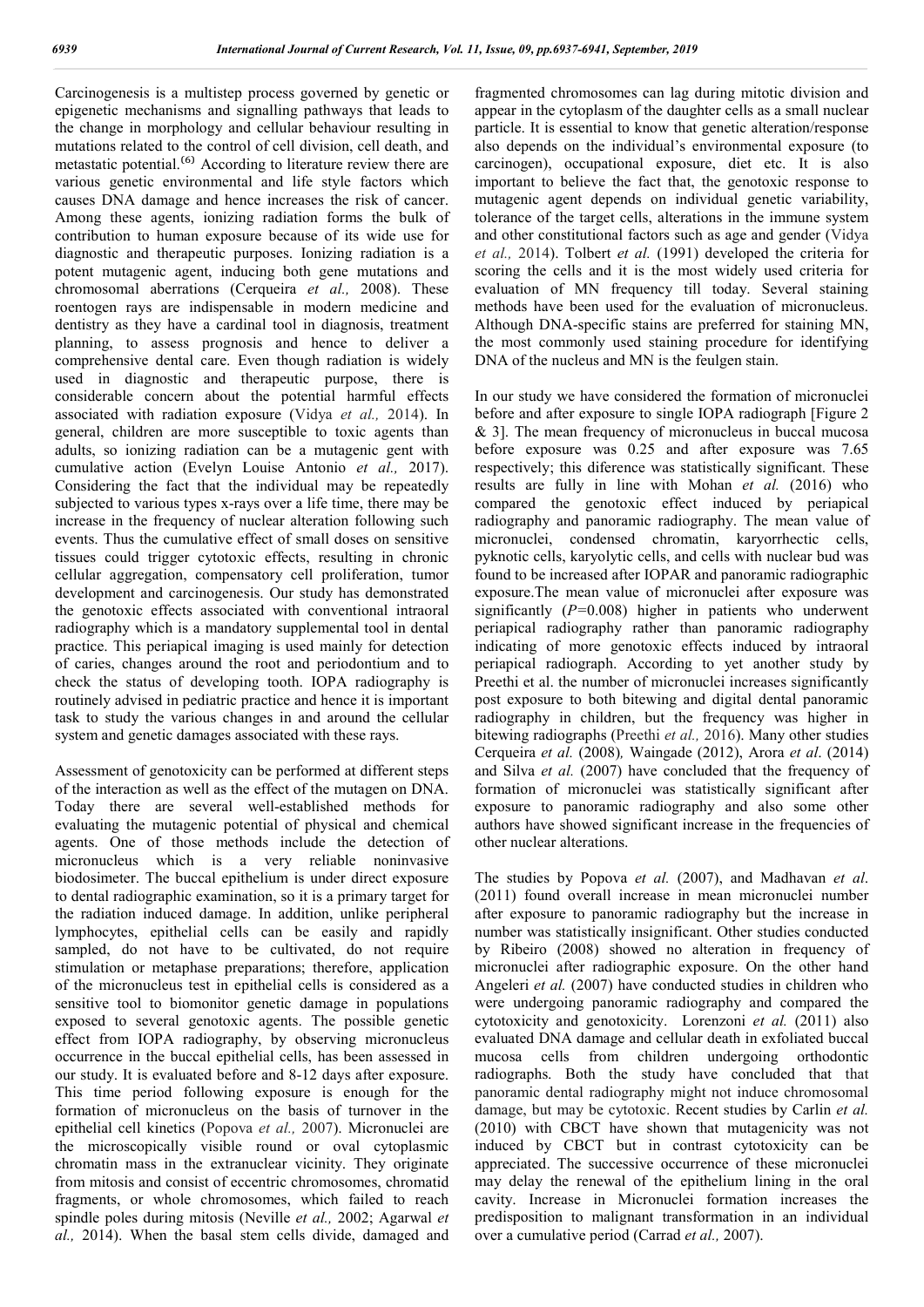Carcinogenesis is a multistep process governed by genetic or epigenetic mechanisms and signalling pathways that leads to the change in morphology and cellular behaviour resulting in mutations related to the control of cell division, cell death, and metastatic potential.[6] According to literature review there are various genetic environmental and life style factors which causes DNA damage and hence increases the risk of cancer. Among these agents, ionizing radiation forms the bulk of contribution to human exposure because of its wide use for diagnostic and therapeutic purposes. Ionizing radiation is a potent mutagenic agent, inducing both gene mutations and chromosomal aberrations (Cerqueira *et al.,* 2008). These roentogen rays are indispensable in modern medicine and dentistry as they have a cardinal tool in diagnosis, treatment planning, to assess prognosis and hence to deliver a comprehensive dental care. Even though radiation is widely used in diagnostic and therapeutic purpose, there is considerable concern about the potential harmful effects associated with radiation exposure (Vidya *et al.,* 2014). In general, children are more susceptible to toxic agents than adults, so ionizing radiation can be a mutagenic gent with cumulative action (Evelyn Louise Antonio *et al.,* 2017). Considering the fact that the individual may be repeatedly subjected to various types x-rays over a life time, there may be increase in the frequency of nuclear alteration following such events. Thus the cumulative effect of small doses on sensitive tissues could trigger cytotoxic effects, resulting in chronic cellular aggregation, compensatory cell proliferation, tumor development and carcinogenesis. Our study has demonstrated the genotoxic effects associated with conventional intraoral radiography which is a mandatory supplemental tool in dental practice. This periapical imaging is used mainly for detection of caries, changes around the root and periodontium and to check the status of developing tooth. IOPA radiography is routinely advised in pediatric practice and hence it is important task to study the various changes in and around the cellular system and genetic damages associated with these rays.

Assessment of genotoxicity can be performed at different steps of the interaction as well as the effect of the mutagen on DNA. Today there are several well-established methods for evaluating the mutagenic potential of physical and chemical agents. One of those methods include the detection of micronucleus which is a very reliable noninvasive biodosimeter. The buccal epithelium is under direct exposure to dental radiographic examination, so it is a primary target for the radiation induced damage. In addition, unlike peripheral lymphocytes, epithelial cells can be easily and rapidly sampled, do not have to be cultivated, do not require stimulation or metaphase preparations; therefore, application of the micronucleus test in epithelial cells is considered as a sensitive tool to biomonitor genetic damage in populations exposed to several genotoxic agents. The possible genetic effect from IOPA radiography, by observing micronucleus occurrence in the buccal epithelial cells, has been assessed in our study. It is evaluated before and 8-12 days after exposure. This time period following exposure is enough for the formation of micronucleus on the basis of turnover in the epithelial cell kinetics (Popova *et al.,* 2007). Micronuclei are the microscopically visible round or oval cytoplasmic chromatin mass in the extranuclear vicinity. They originate from mitosis and consist of eccentric chromosomes, chromatid fragments, or whole chromosomes, which failed to reach spindle poles during mitosis (Neville *et al.,* 2002; Agarwal *et al.,* 2014). When the basal stem cells divide, damaged and fragmented chromosomes can lag during mitotic division and appear in the cytoplasm of the daughter cells as a small nuclear particle. It is essential to know that genetic alteration/response also depends on the individual's environmental exposure (to carcinogen), occupational exposure, diet etc. It is also important to believe the fact that, the genotoxic response to mutagenic agent depends on individual genetic variability, tolerance of the target cells, alterations in the immune system and other constitutional factors such as age and gender (Vidya *et al.,* 2014). Tolbert *et al.* (1991) developed the criteria for scoring the cells and it is the most widely used criteria for evaluation of MN frequency till today. Several staining methods have been used for the evaluation of micronucleus. Although DNA-specific stains are preferred for staining MN, the most commonly used staining procedure for identifying DNA of the nucleus and MN is the feulgen stain.

In our study we have considered the formation of micronuclei before and after exposure to single IOPA radiograph [Figure 2 & 3]. The mean frequency of micronucleus in buccal mucosa before exposure was 0.25 and after exposure was 7.65 respectively; this diference was statistically significant. These results are fully in line with Mohan *et al.* (2016) who compared the genotoxic effect induced by periapical radiography and panoramic radiography. The mean value of micronuclei, condensed chromatin, karyorrhectic cells, pyknotic cells, karyolytic cells, and cells with nuclear bud was found to be increased after IOPAR and panoramic radiographic exposure.The mean value of micronuclei after exposure was significantly ($P$=0.008) higher in patients who underwent periapical radiography rather than panoramic radiography indicating of more genotoxic effects induced by intraoral periapical radiograph. According to yet another study by Preethi et al. the number of micronuclei increases significantly post exposure to both bitewing and digital dental panoramic radiography in children, but the frequency was higher in bitewing radiographs (Preethi *et al.,* 2016). Many other studies Cerqueira *et al.* (2008)*,* Waingade (2012), Arora *et al*. (2014) and Silva *et al.* (2007) have concluded that the frequency of formation of micronuclei was statistically significant after exposure to panoramic radiography and also some other authors have showed significant increase in the frequencies of other nuclear alterations.

The studies by Popova *et al.* (2007), and Madhavan *et al*. (2011) found overall increase in mean micronuclei number after exposure to panoramic radiography but the increase in number was statistically insignificant. Other studies conducted by Ribeiro (2008) showed no alteration in frequency of micronuclei after radiographic exposure. On the other hand Angeleri *et al.* (2007) have conducted studies in children who were undergoing panoramic radiography and compared the cytotoxicity and genotoxicity. Lorenzoni *et al.* (2011) also evaluated DNA damage and cellular death in exfoliated buccal mucosa cells from children undergoing orthodontic radiographs. Both the study have concluded that that panoramic dental radiography might not induce chromosomal damage, but may be cytotoxic. Recent studies by Carlin *et al.* (2010) with CBCT have shown that mutagenicity was not induced by CBCT but in contrast cytotoxicity can be appreciated. The successive occurrence of these micronuclei may delay the renewal of the epithelium lining in the oral cavity. Increase in Micronuclei formation increases the predisposition to malignant transformation in an individual over a cumulative period (Carrad *et al.,* 2007).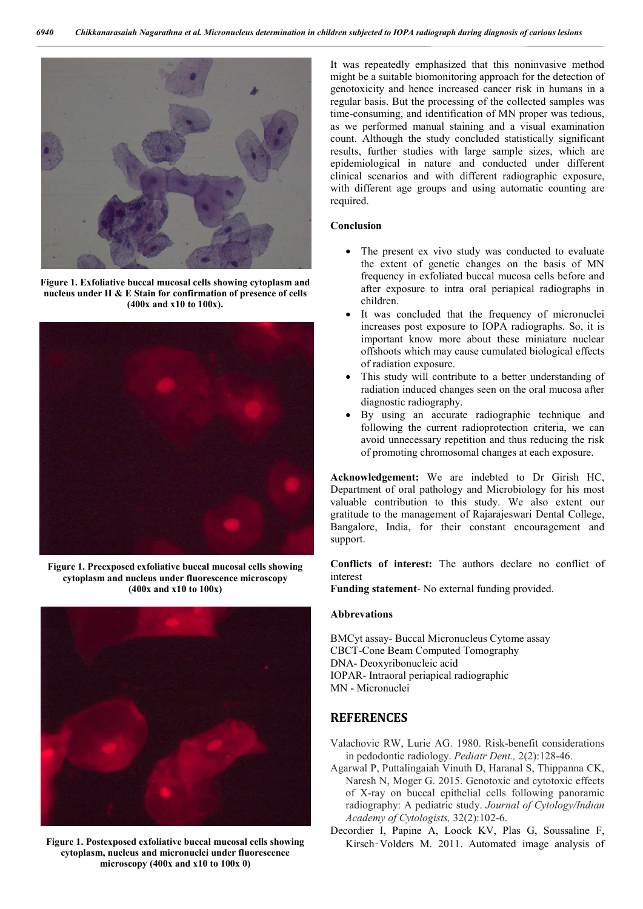Figure 1. Exfoliative buccal mucosal cells showing cytoplasm and nucleus under H & E Stain for confirmation of presence of cells (400x and x10 to 100x).

Figure 1. Preexposed exfoliative buccal mucosal cells showing cytoplasm and nucleus under fluorescence microscopy (400x and x10 to 100x)

Figure 1. Postexposed exfoliative buccal mucosal cells showing cytoplasm, nucleus and micronuclei under fluorescence microscopy (400x and x10 to 100x 0)

It was repeatedly emphasized that this noninvasive method might be a suitable biomonitoring approach for the detection of genotoxicity and hence increased cancer risk in humans in a regular basis. But the processing of the collected samples was time-consuming, and identification of MN proper was tedious, as we performed manual staining and a visual examination count. Although the study concluded statistically significant results, further studies with large sample sizes, which are epidemiological in nature and conducted under different clinical scenarios and with different radiographic exposure, with different age groups and using automatic counting are required.

### Conclusion

- The present ex vivo study was conducted to evaluate the extent of genetic changes on the basis of MN frequency in exfoliated buccal mucosa cells before and after exposure to intra oral periapical radiographs in children.
- It was concluded that the frequency of micronuclei increases post exposure to IOPA radiographs. So, it is important know more about these miniature nuclear offshoots which may cause cumulated biological effects of radiation exposure.
- This study will contribute to a better understanding of radiation induced changes seen on the oral mucosa after diagnostic radiography.
- By using an accurate radiographic technique and following the current radioprotection criteria, we can avoid unnecessary repetition and thus reducing the risk of promoting chromosomal changes at each exposure.

**Acknowledgement:** We are indebted to Dr Girish HC, Department of oral pathology and Microbiology for his most valuable contribution to this study. We also extent our gratitude to the management of Rajarajeswari Dental College, Bangalore, India, for their constant encouragement and support.

**Conflicts of interest:** The authors declare no conflict of interest

**Funding statement**- No external funding provided.

### Abbrevations

BMCyt assay- Buccal Micronucleus Cytome assay
CBCT-Cone Beam Computed Tomography
DNA- Deoxyribonucleic acid
IOPAR- Intraoral periapical radiographic
MN - Micronuclei

## REFERENCES

Valachovic RW, Lurie AG. 1980. Risk-benefit considerations in pedodontic radiology. *Pediatr Dent.,* 2(2):128-46.

Agarwal P, Puttalingaiah Vinuth D, Haranal S, Thippanna CK, Naresh N, Moger G. 2015. Genotoxic and cytotoxic effects of X-ray on buccal epithelial cells following panoramic radiography: A pediatric study. *Journal of Cytology/Indian Academy of Cytologists,* 32(2):102-6.

Decordier I, Papine A, Loock KV, Plas G, Soussaline F, Kirsch‑Volders M. 2011. Automated image analysis of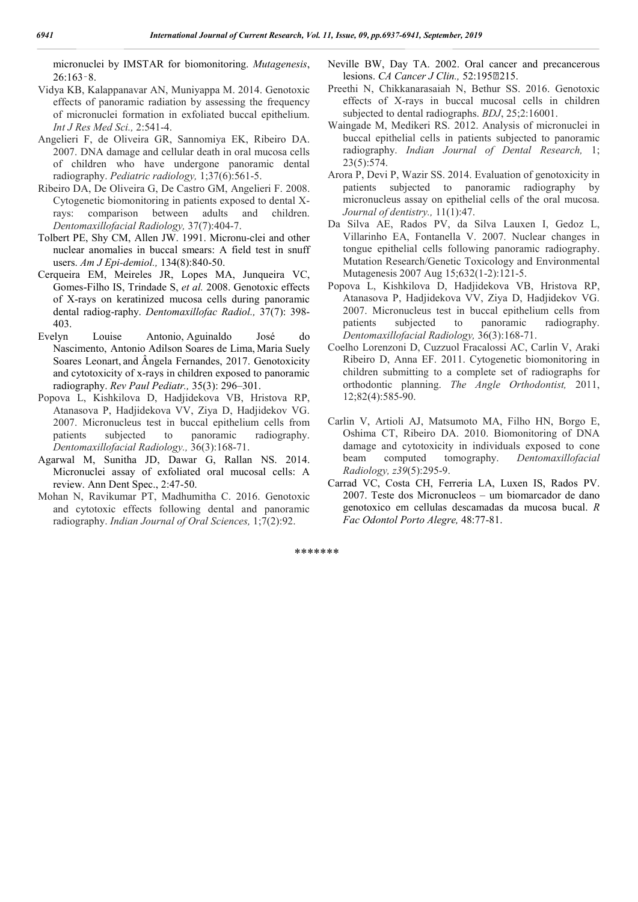micronuclei by IMSTAR for biomonitoring. *Mutagenesis*, 26:163‑8.

Vidya KB, Kalappanavar AN, Muniyappa M. 2014. Genotoxic effects of panoramic radiation by assessing the frequency of micronuclei formation in exfoliated buccal epithelium. *Int J Res Med Sci.,* 2:541-4.

Angelieri F, de Oliveira GR, Sannomiya EK, Ribeiro DA. 2007. DNA damage and cellular death in oral mucosa cells of children who have undergone panoramic dental radiography. *Pediatric radiology,* 1;37(6):561-5.

Ribeiro DA, De Oliveira G, De Castro GM, Angelieri F. 2008. Cytogenetic biomonitoring in patients exposed to dental X-rays: comparison between adults and children. *Dentomaxillofacial Radiology,* 37(7):404-7.

Tolbert PE, Shy CM, Allen JW. 1991. Micronu-clei and other nuclear anomalies in buccal smears: A field test in snuff users. *Am J Epi-demiol.,* 134(8):840-50.

Cerqueira EM, Meireles JR, Lopes MA, Junqueira VC, Gomes-Filho IS, Trindade S, *et al.* 2008. Genotoxic effects of X-rays on keratinized mucosa cells during panoramic dental radiog-raphy. *Dentomaxillofac Radiol.,* 37(7): 398-403.

Evelyn Louise Antonio, Aguinaldo José do Nascimento, Antonio Adilson Soares de Lima, Maria Suely Soares Leonart, and Ângela Fernandes, 2017. Genotoxicity and cytotoxicity of x-rays in children exposed to panoramic radiography. *Rev Paul Pediatr.,* 35(3): 296–301.

Popova L, Kishkilova D, Hadjidekova VB, Hristova RP, Atanasova P, Hadjidekova VV, Ziya D, Hadjidekov VG. 2007. Micronucleus test in buccal epithelium cells from patients subjected to panoramic radiography. *Dentomaxillofacial Radiology.,* 36(3):168-71.

Agarwal M, Sunitha JD, Dawar G, Rallan NS. 2014. Micronuclei assay of exfoliated oral mucosal cells: A review. Ann Dent Spec., 2:47-50.

Mohan N, Ravikumar PT, Madhumitha C. 2016. Genotoxic and cytotoxic effects following dental and panoramic radiography. *Indian Journal of Oral Sciences,* 1;7(2):92.

Neville BW, Day TA. 2002. Oral cancer and precancerous lesions. *CA Cancer J Clin.,* 52:195?215.

Preethi N, Chikkanarasaiah N, Bethur SS. 2016. Genotoxic effects of X-rays in buccal mucosal cells in children subjected to dental radiographs. *BDJ*, 25;2:16001.

Waingade M, Medikeri RS. 2012. Analysis of micronuclei in buccal epithelial cells in patients subjected to panoramic radiography. *Indian Journal of Dental Research,* 1; 23(5):574.

Arora P, Devi P, Wazir SS. 2014. Evaluation of genotoxicity in patients subjected to panoramic radiography by micronucleus assay on epithelial cells of the oral mucosa. *Journal of dentistry.,* 11(1):47.

Da Silva AE, Rados PV, da Silva Lauxen I, Gedoz L, Villarinho EA, Fontanella V. 2007. Nuclear changes in tongue epithelial cells following panoramic radiography. Mutation Research/Genetic Toxicology and Environmental Mutagenesis 2007 Aug 15;632(1-2):121-5.

Popova L, Kishkilova D, Hadjidekova VB, Hristova RP, Atanasova P, Hadjidekova VV, Ziya D, Hadjidekov VG. 2007. Micronucleus test in buccal epithelium cells from patients subjected to panoramic radiography. *Dentomaxillofacial Radiology,* 36(3):168-71.

Coelho Lorenzoni D, Cuzzuol Fracalossi AC, Carlin V, Araki Ribeiro D, Anna EF. 2011. Cytogenetic biomonitoring in children submitting to a complete set of radiographs for orthodontic planning. *The Angle Orthodontist,* 2011, 12;82(4):585-90.

Carlin V, Artioli AJ, Matsumoto MA, Filho HN, Borgo E, Oshima CT, Ribeiro DA. 2010. Biomonitoring of DNA damage and cytotoxicity in individuals exposed to cone beam computed tomography. *Dentomaxillofacial Radiology, z39*(5):295-9.

Carrad VC, Costa CH, Ferreria LA, Luxen IS, Rados PV. 2007. Teste dos Micronucleos – um biomarcador de dano genotoxico em cellulas descamadas da mucosa bucal. *R Fac Odontol Porto Alegre,* 48:77-81.

*******